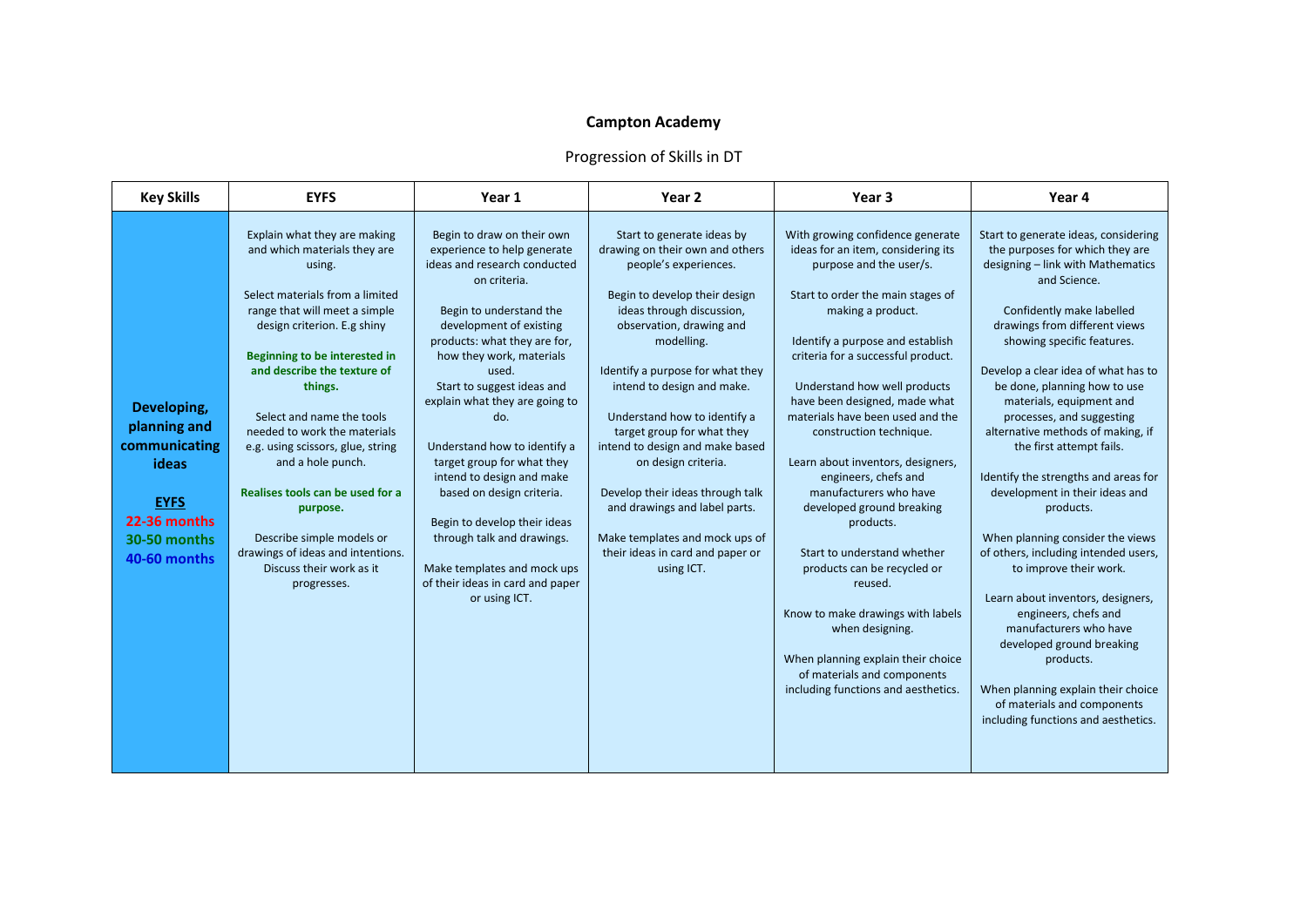**Campton Academy**

Progression of Skills in DT

| Key Skills | EYFS | Year 1 | Year 2 | Year 3 | Year 4 |
|---|---|---|---|---|---|
| **Developing, planning and communicating ideas**<br><br>**EYFS**<br>**22-36 months**<br>**30-50 months**<br>**40-60 months** | Explain what they are making and which materials they are using.<br><br>Select materials from a limited range that will meet a simple design criterion. E.g shiny<br><br>**Beginning to be interested in and describe the texture of things.**<br><br>Select and name the tools needed to work the materials e.g. using scissors, glue, string and a hole punch.<br><br>**Realises tools can be used for a purpose.**<br><br>Describe simple models or drawings of ideas and intentions. Discuss their work as it progresses. | Begin to draw on their own experience to help generate ideas and research conducted on criteria.<br><br>Begin to understand the development of existing products: what they are for, how they work, materials used.<br>Start to suggest ideas and explain what they are going to do.<br><br>Understand how to identify a target group for what they intend to design and make based on design criteria.<br><br>Begin to develop their ideas through talk and drawings.<br><br>Make templates and mock ups of their ideas in card and paper or using ICT. | Start to generate ideas by drawing on their own and others people's experiences.<br><br>Begin to develop their design ideas through discussion, observation, drawing and modelling.<br><br>Identify a purpose for what they intend to design and make.<br><br>Understand how to identify a target group for what they intend to design and make based on design criteria.<br><br>Develop their ideas through talk and drawings and label parts.<br><br>Make templates and mock ups of their ideas in card and paper or using ICT. | With growing confidence generate ideas for an item, considering its purpose and the user/s.<br><br>Start to order the main stages of making a product.<br><br>Identify a purpose and establish criteria for a successful product.<br><br>Understand how well products have been designed, made what materials have been used and the construction technique.<br><br>Learn about inventors, designers, engineers, chefs and manufacturers who have developed ground breaking products.<br><br>Start to understand whether products can be recycled or reused.<br><br>Know to make drawings with labels when designing.<br><br>When planning explain their choice of materials and components including functions and aesthetics. | Start to generate ideas, considering the purposes for which they are designing – link with Mathematics and Science.<br><br>Confidently make labelled drawings from different views showing specific features.<br><br>Develop a clear idea of what has to be done, planning how to use materials, equipment and processes, and suggesting alternative methods of making, if the first attempt fails.<br><br>Identify the strengths and areas for development in their ideas and products.<br><br>When planning consider the views of others, including intended users, to improve their work.<br><br>Learn about inventors, designers, engineers, chefs and manufacturers who have developed ground breaking products.<br><br>When planning explain their choice of materials and components including functions and aesthetics. |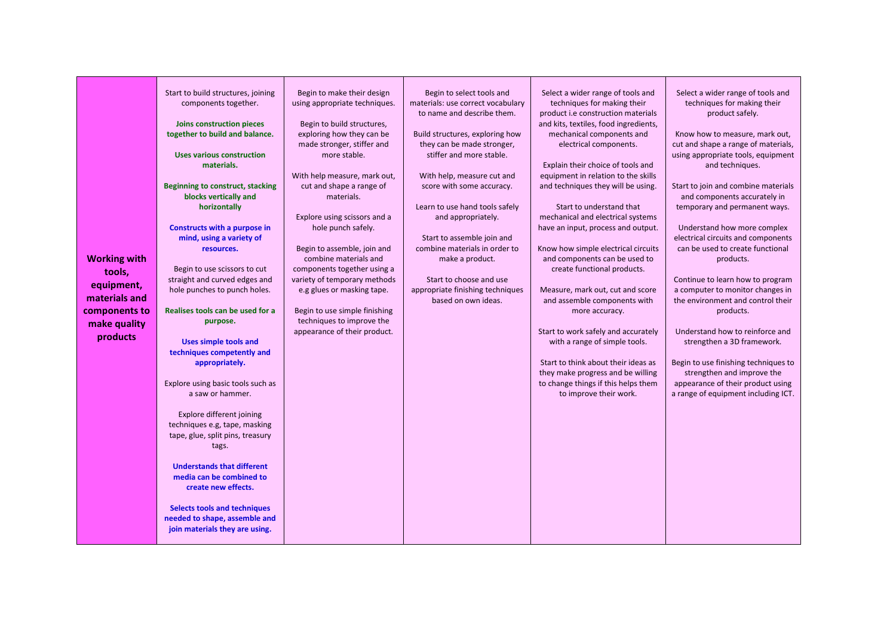| Working with tools, equipment, materials and components to make quality products | Start to build structures, joining components together.<br><br>**Joins construction pieces together to build and balance.**<br><br>**Uses various construction materials.**<br><br>**Beginning to construct, stacking blocks vertically and horizontally**<br><br>**Constructs with a purpose in mind, using a variety of resources.**<br><br>Begin to use scissors to cut straight and curved edges and hole punches to punch holes.<br><br>**Realises tools can be used for a purpose.**<br><br>**Uses simple tools and techniques competently and appropriately.**<br><br>Explore using basic tools such as a saw or hammer.<br><br>Explore different joining techniques e.g, tape, masking tape, glue, split pins, treasury tags.<br><br>**Understands that different media can be combined to create new effects.**<br><br>**Selects tools and techniques needed to shape, assemble and join materials they are using.** | Begin to make their design using appropriate techniques.<br><br>Begin to build structures, exploring how they can be made stronger, stiffer and more stable.<br><br>With help measure, mark out, cut and shape a range of materials.<br><br>Explore using scissors and a hole punch safely.<br><br>Begin to assemble, join and combine materials and components together using a variety of temporary methods e.g glues or masking tape.<br><br>Begin to use simple finishing techniques to improve the appearance of their product. | Begin to select tools and materials: use correct vocabulary to name and describe them.<br><br>Build structures, exploring how they can be made stronger, stiffer and more stable.<br><br>With help, measure cut and score with some accuracy.<br><br>Learn to use hand tools safely and appropriately.<br><br>Start to assemble join and combine materials in order to make a product.<br><br>Start to choose and use appropriate finishing techniques based on own ideas. | Select a wider range of tools and techniques for making their product i.e construction materials and kits, textiles, food ingredients, mechanical components and electrical components.<br><br>Explain their choice of tools and equipment in relation to the skills and techniques they will be using.<br><br>Start to understand that mechanical and electrical systems have an input, process and output.<br><br>Know how simple electrical circuits and components can be used to create functional products.<br><br>Measure, mark out, cut and score and assemble components with more accuracy.<br><br>Start to work safely and accurately with a range of simple tools.<br><br>Start to think about their ideas as they make progress and be willing to change things if this helps them to improve their work. | Select a wider range of tools and techniques for making their product safely.<br><br>Know how to measure, mark out, cut and shape a range of materials, using appropriate tools, equipment and techniques.<br><br>Start to join and combine materials and components accurately in temporary and permanent ways.<br><br>Understand how more complex electrical circuits and components can be used to create functional products.<br><br>Continue to learn how to program a computer to monitor changes in the environment and control their products.<br><br>Understand how to reinforce and strengthen a 3D framework.<br><br>Begin to use finishing techniques to strengthen and improve the appearance of their product using a range of equipment including ICT. |
|---|---|---|---|---|---|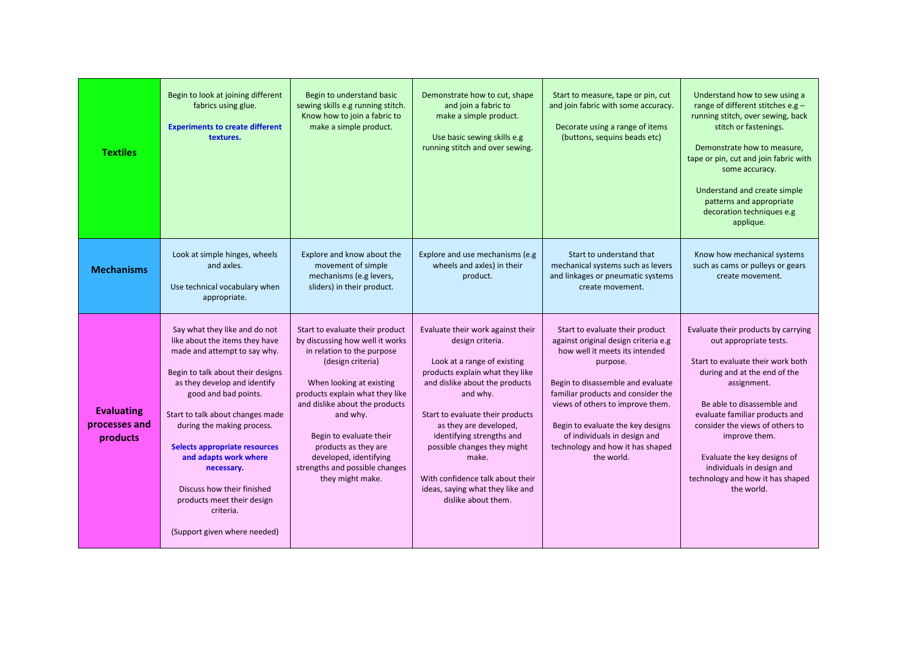| | | | | | |
|---|---|---|---|---|---|
| **Textiles** | Begin to look at joining different fabrics using glue.<br><br>**Experiments to create different textures.** | Begin to understand basic sewing skills e.g running stitch. Know how to join a fabric to make a simple product. | Demonstrate how to cut, shape and join a fabric to make a simple product.<br><br>Use basic sewing skills e.g running stitch and over sewing. | Start to measure, tape or pin, cut and join fabric with some accuracy.<br><br>Decorate using a range of items (buttons, sequins beads etc) | Understand how to sew using a range of different stitches e.g – running stitch, over sewing, back stitch or fastenings.<br><br>Demonstrate how to measure, tape or pin, cut and join fabric with some accuracy.<br><br>Understand and create simple patterns and appropriate decoration techniques e.g applique. |
| **Mechanisms** | Look at simple hinges, wheels and axles.<br><br>Use technical vocabulary when appropriate. | Explore and know about the movement of simple mechanisms (e.g levers, sliders) in their product. | Explore and use mechanisms (e.g wheels and axles) in their product. | Start to understand that mechanical systems such as levers and linkages or pneumatic systems create movement. | Know how mechanical systems such as cams or pulleys or gears create movement. |
| **Evaluating processes and products** | Say what they like and do not like about the items they have made and attempt to say why.<br><br>Begin to talk about their designs as they develop and identify good and bad points.<br><br>Start to talk about changes made during the making process.<br><br>**Selects appropriate resources and adapts work where necessary.**<br><br>Discuss how their finished products meet their design criteria.<br><br>(Support given where needed) | Start to evaluate their product by discussing how well it works in relation to the purpose (design criteria)<br><br>When looking at existing products explain what they like and dislike about the products and why.<br><br>Begin to evaluate their products as they are developed, identifying strengths and possible changes they might make. | Evaluate their work against their design criteria.<br><br>Look at a range of existing products explain what they like and dislike about the products and why.<br><br>Start to evaluate their products as they are developed, identifying strengths and possible changes they might make.<br><br>With confidence talk about their ideas, saying what they like and dislike about them. | Start to evaluate their product against original design criteria e.g how well it meets its intended purpose.<br><br>Begin to disassemble and evaluate familiar products and consider the views of others to improve them.<br><br>Begin to evaluate the key designs of individuals in design and technology and how it has shaped the world. | Evaluate their products by carrying out appropriate tests.<br><br>Start to evaluate their work both during and at the end of the assignment.<br><br>Be able to disassemble and evaluate familiar products and consider the views of others to improve them.<br><br>Evaluate the key designs of individuals in design and technology and how it has shaped the world. |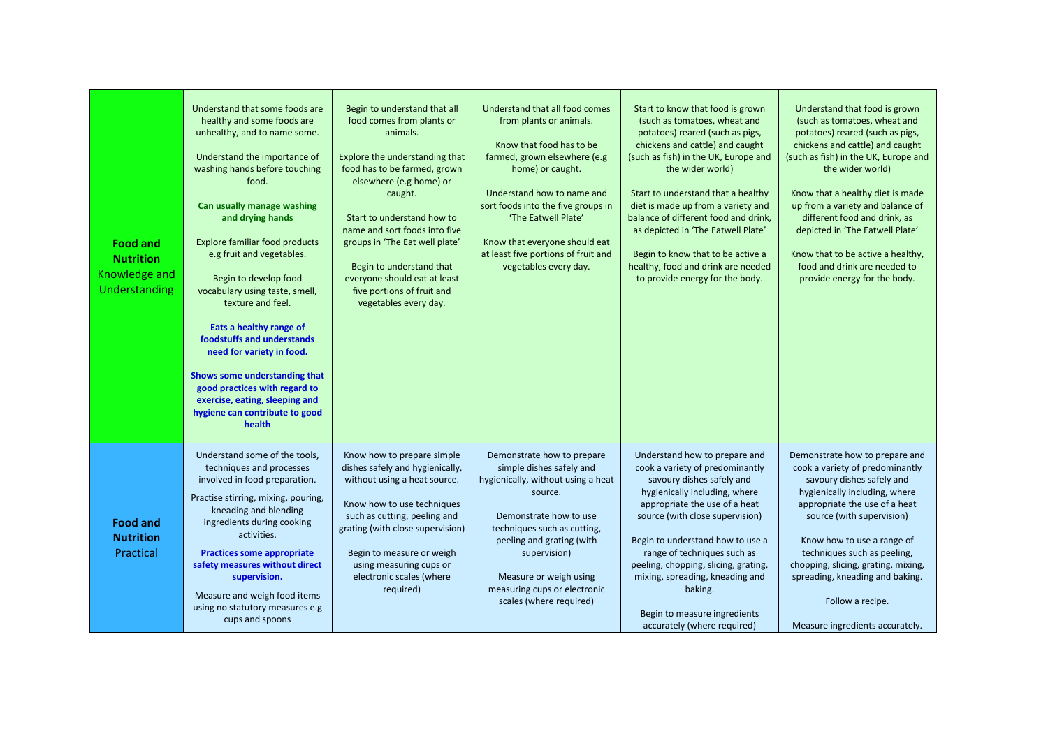| | | | | | |
|---|---|---|---|---|---|
| **Food and Nutrition** Knowledge and Understanding | Understand that some foods are healthy and some foods are unhealthy, and to name some.<br><br>Understand the importance of washing hands before touching food.<br><br>**Can usually manage washing and drying hands**<br><br>Explore familiar food products e.g fruit and vegetables.<br><br>Begin to develop food vocabulary using taste, smell, texture and feel.<br><br>**Eats a healthy range of foodstuffs and understands need for variety in food.**<br><br>**Shows some understanding that good practices with regard to exercise, eating, sleeping and hygiene can contribute to good health** | Begin to understand that all food comes from plants or animals.<br><br>Explore the understanding that food has to be farmed, grown elsewhere (e.g home) or caught.<br><br>Start to understand how to name and sort foods into five groups in 'The Eat well plate'<br><br>Begin to understand that everyone should eat at least five portions of fruit and vegetables every day. | Understand that all food comes from plants or animals.<br><br>Know that food has to be farmed, grown elsewhere (e.g home) or caught.<br><br>Understand how to name and sort foods into the five groups in 'The Eatwell Plate'<br><br>Know that everyone should eat at least five portions of fruit and vegetables every day. | Start to know that food is grown (such as tomatoes, wheat and potatoes) reared (such as pigs, chickens and cattle) and caught (such as fish) in the UK, Europe and the wider world)<br><br>Start to understand that a healthy diet is made up from a variety and balance of different food and drink, as depicted in 'The Eatwell Plate'<br><br>Begin to know that to be active a healthy, food and drink are needed to provide energy for the body. | Understand that food is grown (such as tomatoes, wheat and potatoes) reared (such as pigs, chickens and cattle) and caught (such as fish) in the UK, Europe and the wider world)<br><br>Know that a healthy diet is made up from a variety and balance of different food and drink, as depicted in 'The Eatwell Plate'<br><br>Know that to be active a healthy, food and drink are needed to provide energy for the body. |
| **Food and Nutrition** Practical | Understand some of the tools, techniques and processes involved in food preparation.<br><br>Practise stirring, mixing, pouring, kneading and blending ingredients during cooking activities.<br><br>**Practices some appropriate safety measures without direct supervision.**<br><br>Measure and weigh food items using no statutory measures e.g cups and spoons | Know how to prepare simple dishes safely and hygienically, without using a heat source.<br><br>Know how to use techniques such as cutting, peeling and grating (with close supervision)<br><br>Begin to measure or weigh using measuring cups or electronic scales (where required) | Demonstrate how to prepare simple dishes safely and hygienically, without using a heat source.<br><br>Demonstrate how to use techniques such as cutting, peeling and grating (with supervision)<br><br>Measure or weigh using measuring cups or electronic scales (where required) | Understand how to prepare and cook a variety of predominantly savoury dishes safely and hygienically including, where appropriate the use of a heat source (with close supervision)<br><br>Begin to understand how to use a range of techniques such as peeling, chopping, slicing, grating, mixing, spreading, kneading and baking.<br><br>Begin to measure ingredients accurately (where required) | Demonstrate how to prepare and cook a variety of predominantly savoury dishes safely and hygienically including, where appropriate the use of a heat source (with supervision)<br><br>Know how to use a range of techniques such as peeling, chopping, slicing, grating, mixing, spreading, kneading and baking.<br><br>Follow a recipe.<br><br>Measure ingredients accurately. |